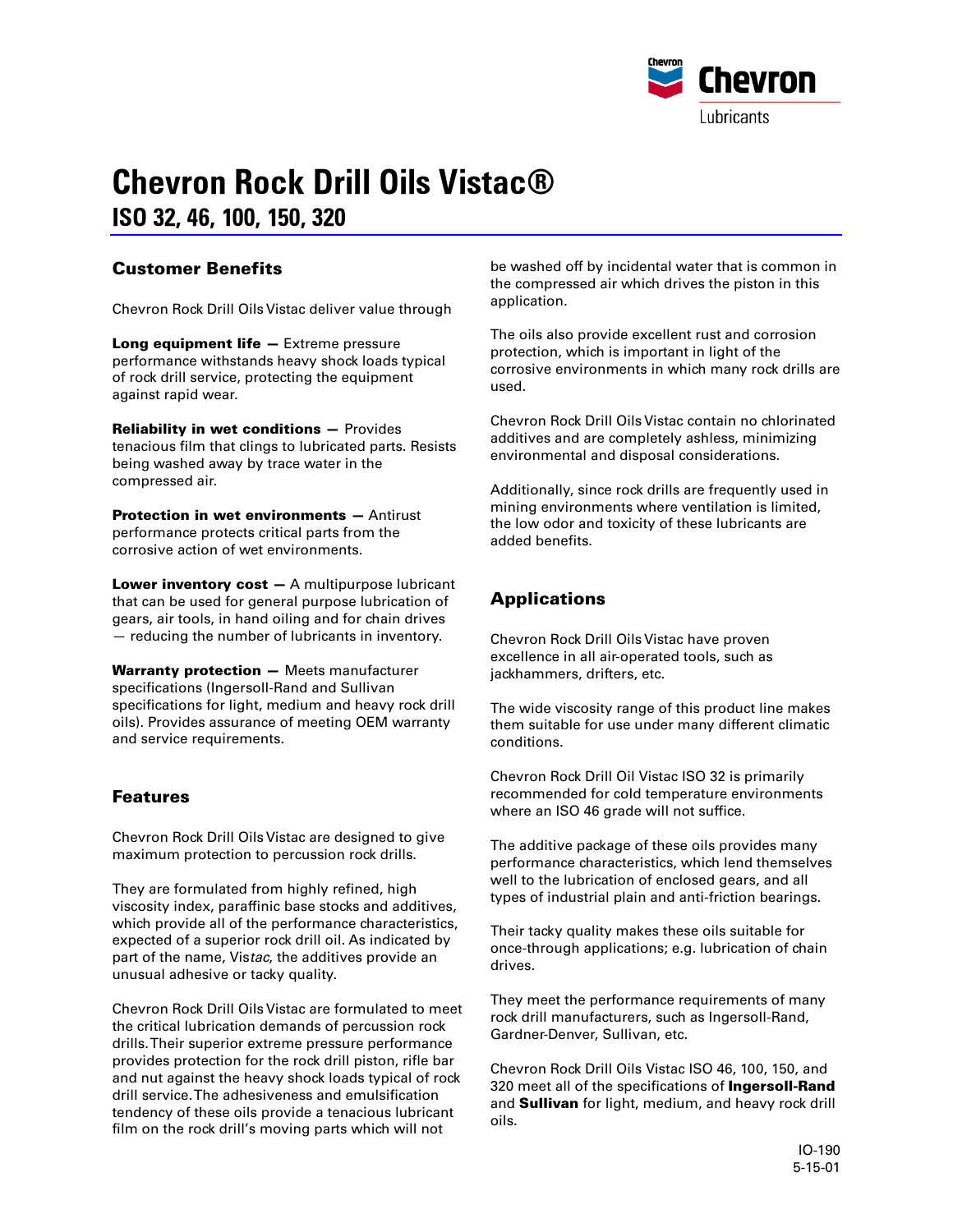Chevron Lubricants

# Chevron Rock Drill Oils Vistac®

## ISO 32, 46, 100, 150, 320

### Customer Benefits

Chevron Rock Drill Oils Vistac deliver value through

**Long equipment life —** Extreme pressure performance withstands heavy shock loads typical of rock drill service, protecting the equipment against rapid wear.

**Reliability in wet conditions —** Provides tenacious film that clings to lubricated parts. Resists being washed away by trace water in the compressed air.

**Protection in wet environments —** Antirust performance protects critical parts from the corrosive action of wet environments.

**Lower inventory cost —** A multipurpose lubricant that can be used for general purpose lubrication of gears, air tools, in hand oiling and for chain drives — reducing the number of lubricants in inventory.

**Warranty protection —** Meets manufacturer specifications (Ingersoll-Rand and Sullivan specifications for light, medium and heavy rock drill oils). Provides assurance of meeting OEM warranty and service requirements.

### Features

Chevron Rock Drill Oils Vistac are designed to give maximum protection to percussion rock drills.

They are formulated from highly refined, high viscosity index, paraffinic base stocks and additives, which provide all of the performance characteristics, expected of a superior rock drill oil. As indicated by part of the name, Vis*tac*, the additives provide an unusual adhesive or tacky quality.

Chevron Rock Drill Oils Vistac are formulated to meet the critical lubrication demands of percussion rock drills. Their superior extreme pressure performance provides protection for the rock drill piston, rifle bar and nut against the heavy shock loads typical of rock drill service. The adhesiveness and emulsification tendency of these oils provide a tenacious lubricant film on the rock drill's moving parts which will not be washed off by incidental water that is common in the compressed air which drives the piston in this application.

The oils also provide excellent rust and corrosion protection, which is important in light of the corrosive environments in which many rock drills are used.

Chevron Rock Drill Oils Vistac contain no chlorinated additives and are completely ashless, minimizing environmental and disposal considerations.

Additionally, since rock drills are frequently used in mining environments where ventilation is limited, the low odor and toxicity of these lubricants are added benefits.

### Applications

Chevron Rock Drill Oils Vistac have proven excellence in all air-operated tools, such as jackhammers, drifters, etc.

The wide viscosity range of this product line makes them suitable for use under many different climatic conditions.

Chevron Rock Drill Oil Vistac ISO 32 is primarily recommended for cold temperature environments where an ISO 46 grade will not suffice.

The additive package of these oils provides many performance characteristics, which lend themselves well to the lubrication of enclosed gears, and all types of industrial plain and anti-friction bearings.

Their tacky quality makes these oils suitable for once-through applications; e.g. lubrication of chain drives.

They meet the performance requirements of many rock drill manufacturers, such as Ingersoll-Rand, Gardner-Denver, Sullivan, etc.

Chevron Rock Drill Oils Vistac ISO 46, 100, 150, and 320 meet all of the specifications of **Ingersoll-Rand** and **Sullivan** for light, medium, and heavy rock drill oils.

IO-190
5-15-01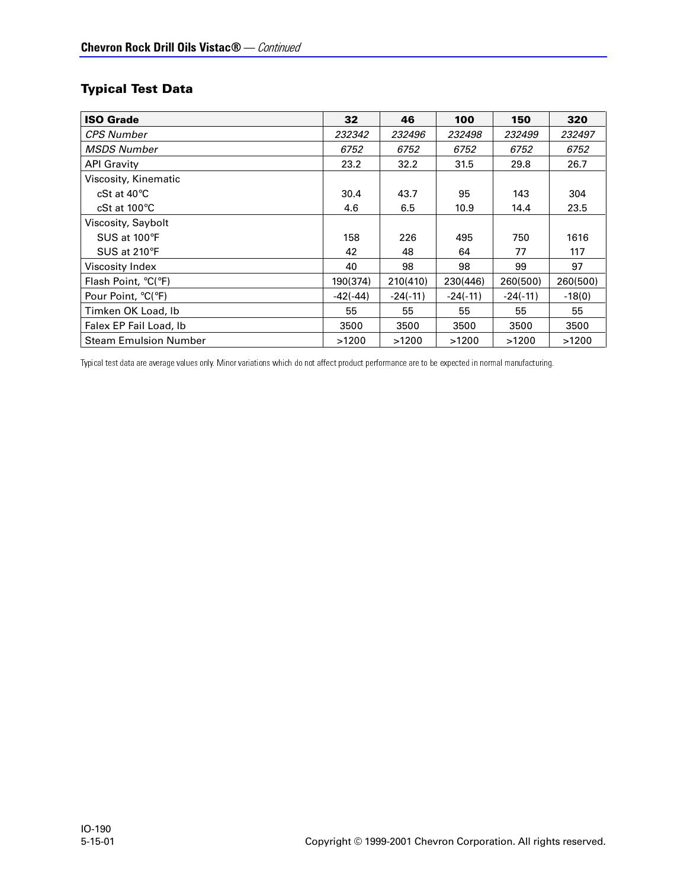## Typical Test Data

| ISO Grade | 32 | 46 | 100 | 150 | 320 |
| --- | --- | --- | --- | --- | --- |
| *CPS Number* | *232342* | *232496* | *232498* | *232499* | *232497* |
| *MSDS Number* | *6752* | *6752* | *6752* | *6752* | *6752* |
| API Gravity | 23.2 | 32.2 | 31.5 | 29.8 | 26.7 |
| Viscosity, Kinematic | | | | | |
| cSt at 40°C | 30.4 | 43.7 | 95 | 143 | 304 |
| cSt at 100°C | 4.6 | 6.5 | 10.9 | 14.4 | 23.5 |
| Viscosity, Saybolt | | | | | |
| SUS at 100°F | 158 | 226 | 495 | 750 | 1616 |
| SUS at 210°F | 42 | 48 | 64 | 77 | 117 |
| Viscosity Index | 40 | 98 | 98 | 99 | 97 |
| Flash Point, °C(°F) | 190(374) | 210(410) | 230(446) | 260(500) | 260(500) |
| Pour Point, °C(°F) | -42(-44) | -24(-11) | -24(-11) | -24(-11) | -18(0) |
| Timken OK Load, lb | 55 | 55 | 55 | 55 | 55 |
| Falex EP Fail Load, lb | 3500 | 3500 | 3500 | 3500 | 3500 |
| Steam Emulsion Number | >1200 | >1200 | >1200 | >1200 | >1200 |

Typical test data are average values only. Minor variations which do not affect product performance are to be expected in normal manufacturing.

IO-190
5-15-01

Copyright © 1999-2001 Chevron Corporation. All rights reserved.